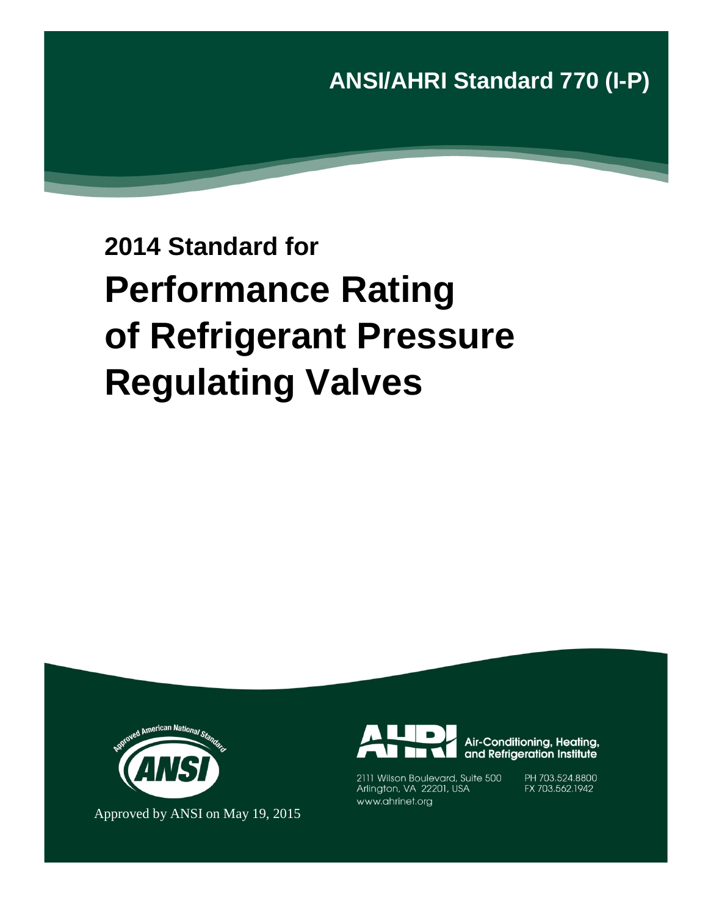**ANSI/AHRI Standard 770 (I-P)**

**2014 Standard for**

# Performance Rating of Refrigerant Pressure Regulating Valves

Approved American National Standard

ANSI

Approved by ANSI on May 19, 2015

AHRI Air-Conditioning, Heating, and Refrigeration Institute

2111 Wilson Boulevard, Suite 500
Arlington, VA 22201, USA
www.ahrinet.org

PH 703.524.8800
FX 703.562.1942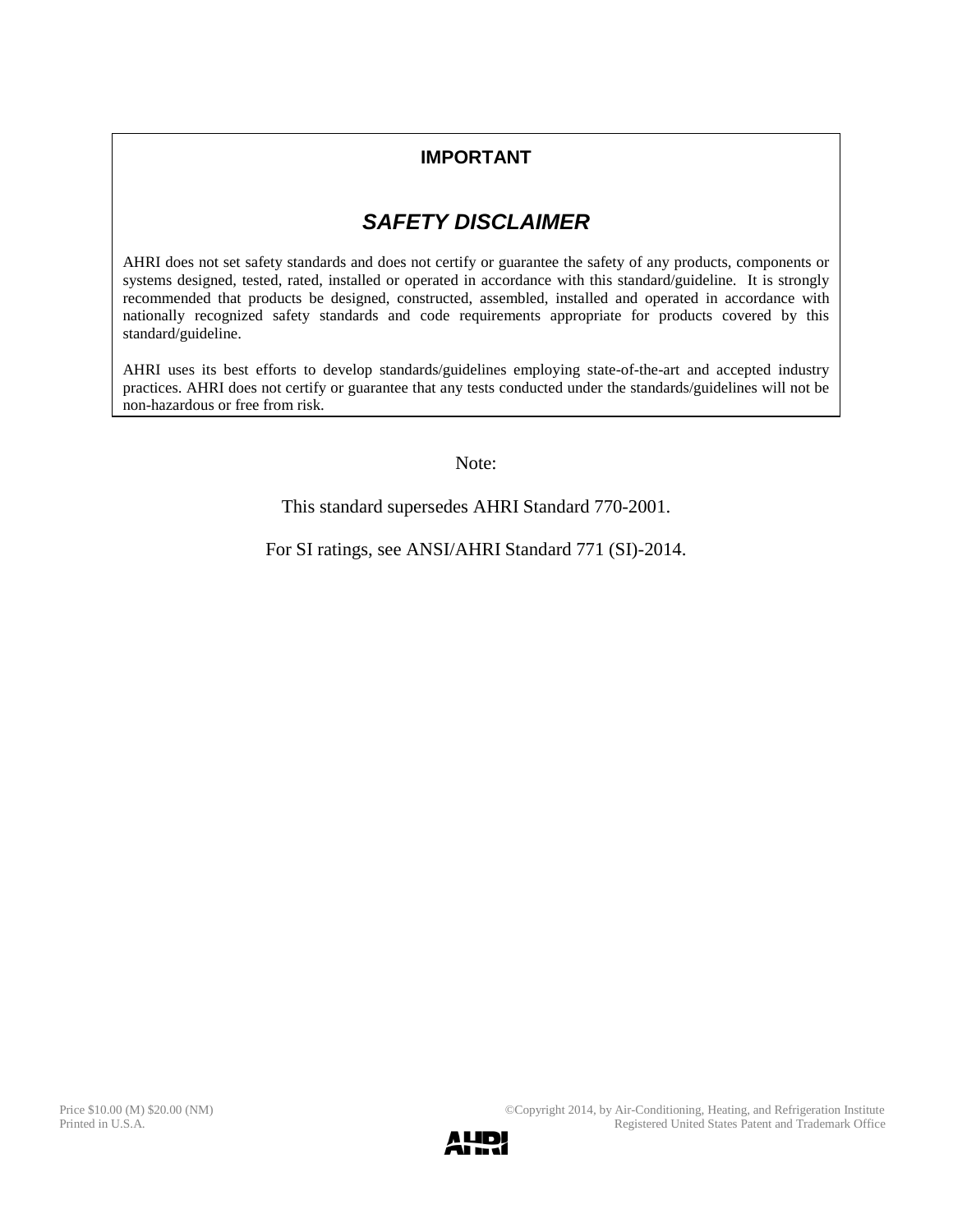**IMPORTANT**

## *SAFETY DISCLAIMER*

AHRI does not set safety standards and does not certify or guarantee the safety of any products, components or systems designed, tested, rated, installed or operated in accordance with this standard/guideline. It is strongly recommended that products be designed, constructed, assembled, installed and operated in accordance with nationally recognized safety standards and code requirements appropriate for products covered by this standard/guideline.

AHRI uses its best efforts to develop standards/guidelines employing state-of-the-art and accepted industry practices. AHRI does not certify or guarantee that any tests conducted under the standards/guidelines will not be non-hazardous or free from risk.

Note:

This standard supersedes AHRI Standard 770-2001.

For SI ratings, see ANSI/AHRI Standard 771 (SI)-2014.

Price $10.00 (M) $20.00 (NM)
Printed in U.S.A.

©Copyright 2014, by Air-Conditioning, Heating, and Refrigeration Institute
Registered United States Patent and Trademark Office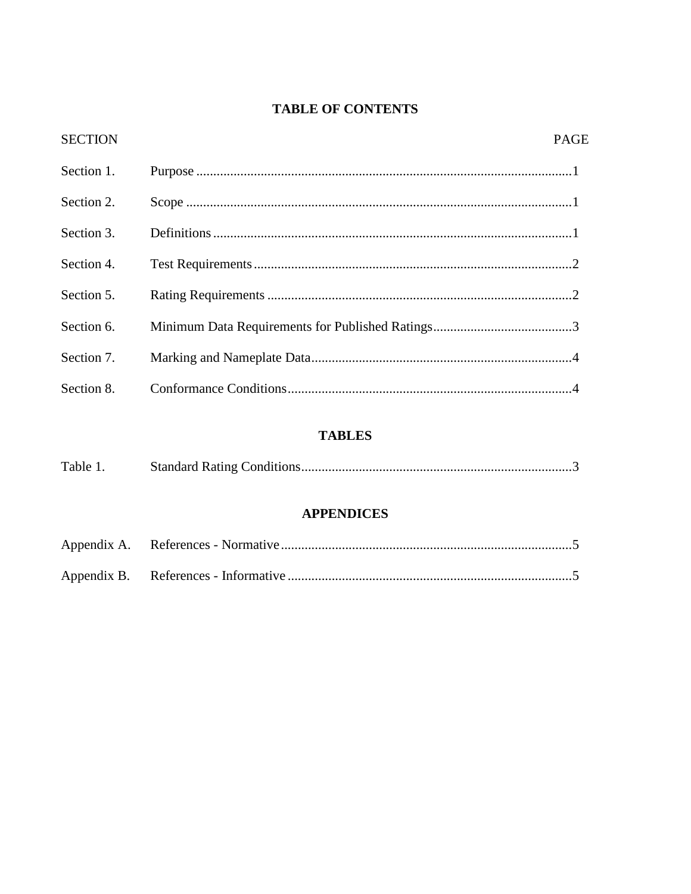# TABLE OF CONTENTS

| SECTION | | PAGE |
|---|---|---|
| Section 1. | Purpose | 1 |
| Section 2. | Scope | 1 |
| Section 3. | Definitions | 1 |
| Section 4. | Test Requirements | 2 |
| Section 5. | Rating Requirements | 2 |
| Section 6. | Minimum Data Requirements for Published Ratings | 3 |
| Section 7. | Marking and Nameplate Data | 4 |
| Section 8. | Conformance Conditions | 4 |

## TABLES

| | | |
|---|---|---|
| Table 1. | Standard Rating Conditions | 3 |

## APPENDICES

| | | |
|---|---|---|
| Appendix A. | References - Normative | 5 |
| Appendix B. | References - Informative | 5 |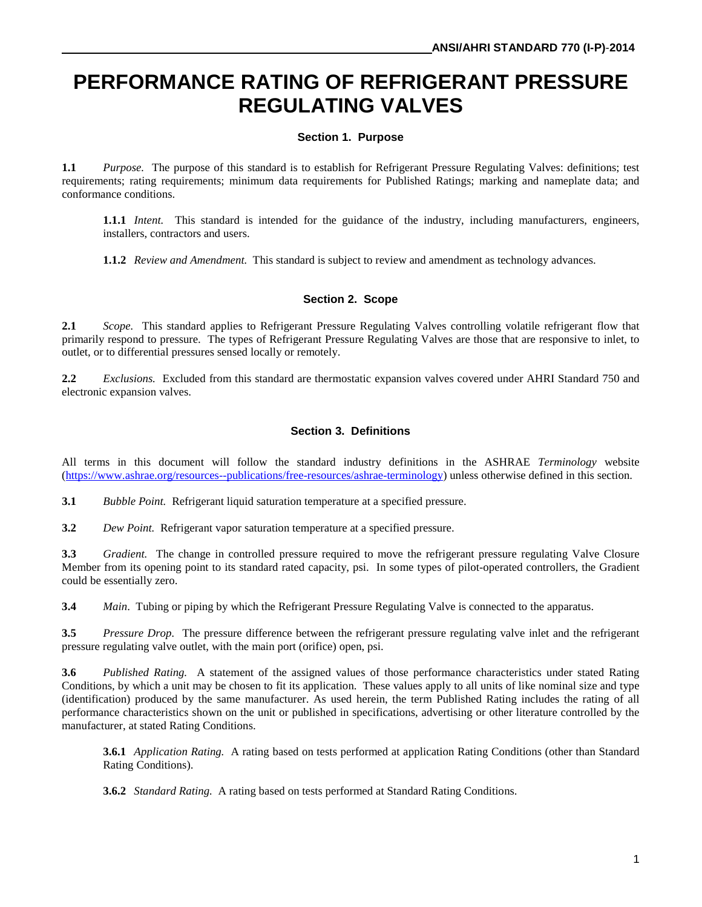# PERFORMANCE RATING OF REFRIGERANT PRESSURE REGULATING VALVES

## Section 1. Purpose

**1.1** *Purpose.* The purpose of this standard is to establish for Refrigerant Pressure Regulating Valves: definitions; test requirements; rating requirements; minimum data requirements for Published Ratings; marking and nameplate data; and conformance conditions.

**1.1.1** *Intent.* This standard is intended for the guidance of the industry, including manufacturers, engineers, installers, contractors and users.

**1.1.2** *Review and Amendment.* This standard is subject to review and amendment as technology advances.

## Section 2. Scope

**2.1** *Scope.* This standard applies to Refrigerant Pressure Regulating Valves controlling volatile refrigerant flow that primarily respond to pressure. The types of Refrigerant Pressure Regulating Valves are those that are responsive to inlet, to outlet, or to differential pressures sensed locally or remotely.

**2.2** *Exclusions.* Excluded from this standard are thermostatic expansion valves covered under AHRI Standard 750 and electronic expansion valves.

## Section 3. Definitions

All terms in this document will follow the standard industry definitions in the ASHRAE *Terminology* website (https://www.ashrae.org/resources--publications/free-resources/ashrae-terminology) unless otherwise defined in this section.

**3.1** *Bubble Point.* Refrigerant liquid saturation temperature at a specified pressure.

**3.2** *Dew Point.* Refrigerant vapor saturation temperature at a specified pressure.

**3.3** *Gradient.* The change in controlled pressure required to move the refrigerant pressure regulating Valve Closure Member from its opening point to its standard rated capacity, psi. In some types of pilot-operated controllers, the Gradient could be essentially zero.

**3.4** *Main*. Tubing or piping by which the Refrigerant Pressure Regulating Valve is connected to the apparatus.

**3.5** *Pressure Drop.* The pressure difference between the refrigerant pressure regulating valve inlet and the refrigerant pressure regulating valve outlet, with the main port (orifice) open, psi.

**3.6** *Published Rating.* A statement of the assigned values of those performance characteristics under stated Rating Conditions, by which a unit may be chosen to fit its application. These values apply to all units of like nominal size and type (identification) produced by the same manufacturer. As used herein, the term Published Rating includes the rating of all performance characteristics shown on the unit or published in specifications, advertising or other literature controlled by the manufacturer, at stated Rating Conditions.

**3.6.1** *Application Rating.* A rating based on tests performed at application Rating Conditions (other than Standard Rating Conditions).

**3.6.2** *Standard Rating.* A rating based on tests performed at Standard Rating Conditions.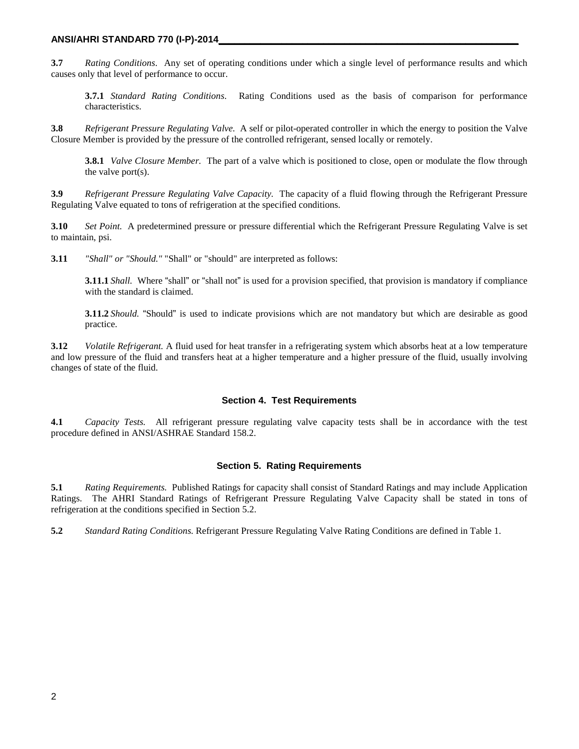**3.7** *Rating Conditions.* Any set of operating conditions under which a single level of performance results and which causes only that level of performance to occur.

**3.7.1** *Standard Rating Conditions*. Rating Conditions used as the basis of comparison for performance characteristics.

**3.8** *Refrigerant Pressure Regulating Valve.* A self or pilot-operated controller in which the energy to position the Valve Closure Member is provided by the pressure of the controlled refrigerant, sensed locally or remotely.

**3.8.1** *Valve Closure Member.* The part of a valve which is positioned to close, open or modulate the flow through the valve port(s).

**3.9** *Refrigerant Pressure Regulating Valve Capacity.* The capacity of a fluid flowing through the Refrigerant Pressure Regulating Valve equated to tons of refrigeration at the specified conditions.

**3.10** *Set Point.* A predetermined pressure or pressure differential which the Refrigerant Pressure Regulating Valve is set to maintain, psi.

**3.11** *"Shall" or "Should."* "Shall" or "should" are interpreted as follows:

**3.11.1** *Shall.* Where "shall" or "shall not" is used for a provision specified, that provision is mandatory if compliance with the standard is claimed.

**3.11.2** *Should.* "Should" is used to indicate provisions which are not mandatory but which are desirable as good practice.

**3.12** *Volatile Refrigerant.* A fluid used for heat transfer in a refrigerating system which absorbs heat at a low temperature and low pressure of the fluid and transfers heat at a higher temperature and a higher pressure of the fluid, usually involving changes of state of the fluid.

## Section 4. Test Requirements

**4.1** *Capacity Tests.* All refrigerant pressure regulating valve capacity tests shall be in accordance with the test procedure defined in ANSI/ASHRAE Standard 158.2.

## Section 5. Rating Requirements

**5.1** *Rating Requirements.* Published Ratings for capacity shall consist of Standard Ratings and may include Application Ratings. The AHRI Standard Ratings of Refrigerant Pressure Regulating Valve Capacity shall be stated in tons of refrigeration at the conditions specified in Section 5.2.

**5.2** *Standard Rating Conditions.* Refrigerant Pressure Regulating Valve Rating Conditions are defined in Table 1.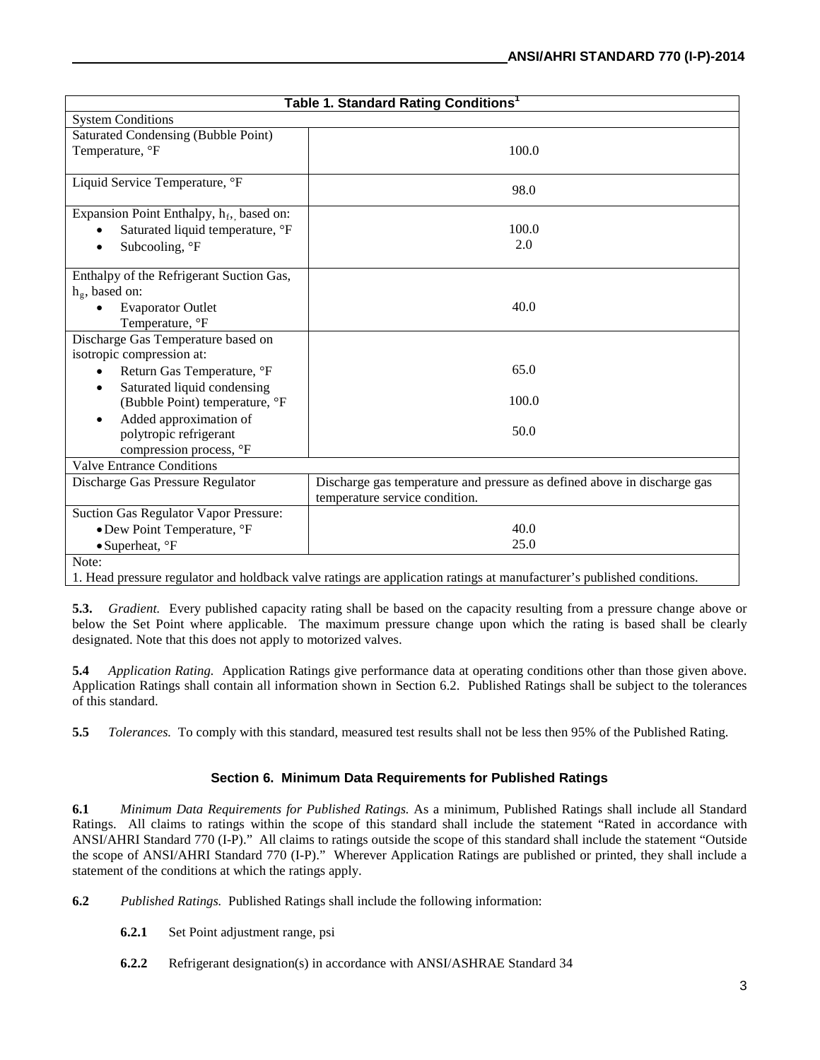| Table 1. Standard Rating Conditions[1] | |
|---|---|
| System Conditions | |
| Saturated Condensing (Bubble Point) Temperature, °F | 100.0 |
| Liquid Service Temperature, °F | 98.0 |
| Expansion Point Enthalpy, $h_f$, based on: | |
| • Saturated liquid temperature, °F | 100.0 |
| • Subcooling, °F | 2.0 |
| Enthalpy of the Refrigerant Suction Gas, $h_g$, based on: | |
| • Evaporator Outlet Temperature, °F | 40.0 |
| Discharge Gas Temperature based on isotropic compression at: | |
| • Return Gas Temperature, °F | 65.0 |
| • Saturated liquid condensing (Bubble Point) temperature, °F | 100.0 |
| • Added approximation of polytropic refrigerant compression process, °F | 50.0 |
| Valve Entrance Conditions | |
| Discharge Gas Pressure Regulator | Discharge gas temperature and pressure as defined above in discharge gas temperature service condition. |
| Suction Gas Regulator Vapor Pressure: | |
| • Dew Point Temperature, °F | 40.0 |
| • Superheat, °F | 25.0 |
| Note: 1. Head pressure regulator and holdback valve ratings are application ratings at manufacturer's published conditions. | |

**5.3.** *Gradient.* Every published capacity rating shall be based on the capacity resulting from a pressure change above or below the Set Point where applicable. The maximum pressure change upon which the rating is based shall be clearly designated. Note that this does not apply to motorized valves.

**5.4** *Application Rating.* Application Ratings give performance data at operating conditions other than those given above. Application Ratings shall contain all information shown in Section 6.2. Published Ratings shall be subject to the tolerances of this standard.

**5.5** *Tolerances.* To comply with this standard, measured test results shall not be less then 95% of the Published Rating.

## Section 6. Minimum Data Requirements for Published Ratings

**6.1** *Minimum Data Requirements for Published Ratings.* As a minimum, Published Ratings shall include all Standard Ratings. All claims to ratings within the scope of this standard shall include the statement "Rated in accordance with ANSI/AHRI Standard 770 (I-P)." All claims to ratings outside the scope of this standard shall include the statement "Outside the scope of ANSI/AHRI Standard 770 (I-P)." Wherever Application Ratings are published or printed, they shall include a statement of the conditions at which the ratings apply.

**6.2** *Published Ratings.* Published Ratings shall include the following information:

**6.2.1** Set Point adjustment range, psi

**6.2.2** Refrigerant designation(s) in accordance with ANSI/ASHRAE Standard 34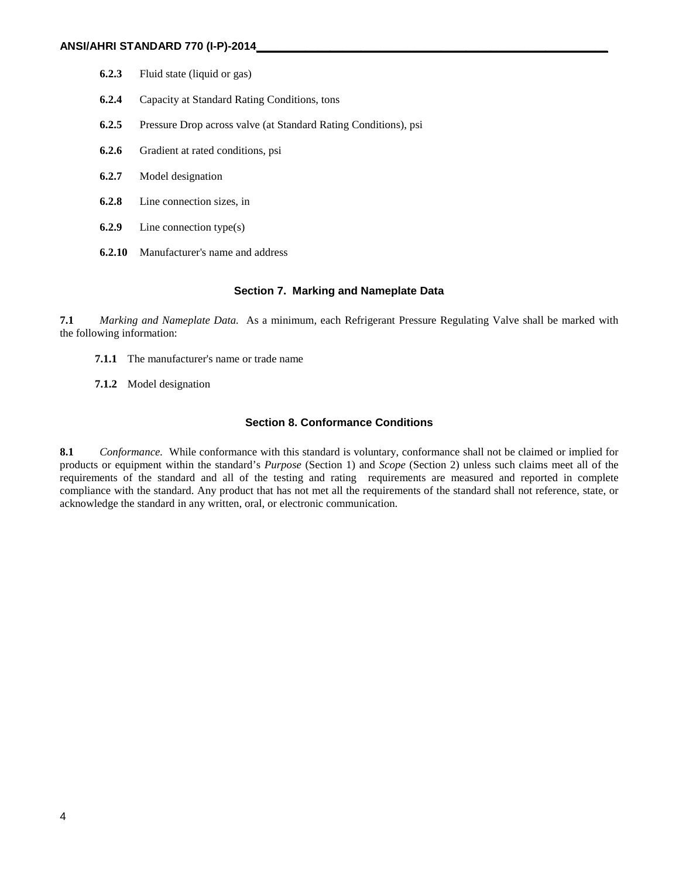**6.2.3** Fluid state (liquid or gas)

**6.2.4** Capacity at Standard Rating Conditions, tons

**6.2.5** Pressure Drop across valve (at Standard Rating Conditions), psi

**6.2.6** Gradient at rated conditions, psi

**6.2.7** Model designation

**6.2.8** Line connection sizes, in

**6.2.9** Line connection type(s)

**6.2.10** Manufacturer's name and address

## Section 7. Marking and Nameplate Data

**7.1** *Marking and Nameplate Data.* As a minimum, each Refrigerant Pressure Regulating Valve shall be marked with the following information:

**7.1.1** The manufacturer's name or trade name

**7.1.2** Model designation

## Section 8. Conformance Conditions

**8.1** *Conformance.* While conformance with this standard is voluntary, conformance shall not be claimed or implied for products or equipment within the standard's *Purpose* (Section 1) and *Scope* (Section 2) unless such claims meet all of the requirements of the standard and all of the testing and rating requirements are measured and reported in complete compliance with the standard. Any product that has not met all the requirements of the standard shall not reference, state, or acknowledge the standard in any written, oral, or electronic communication.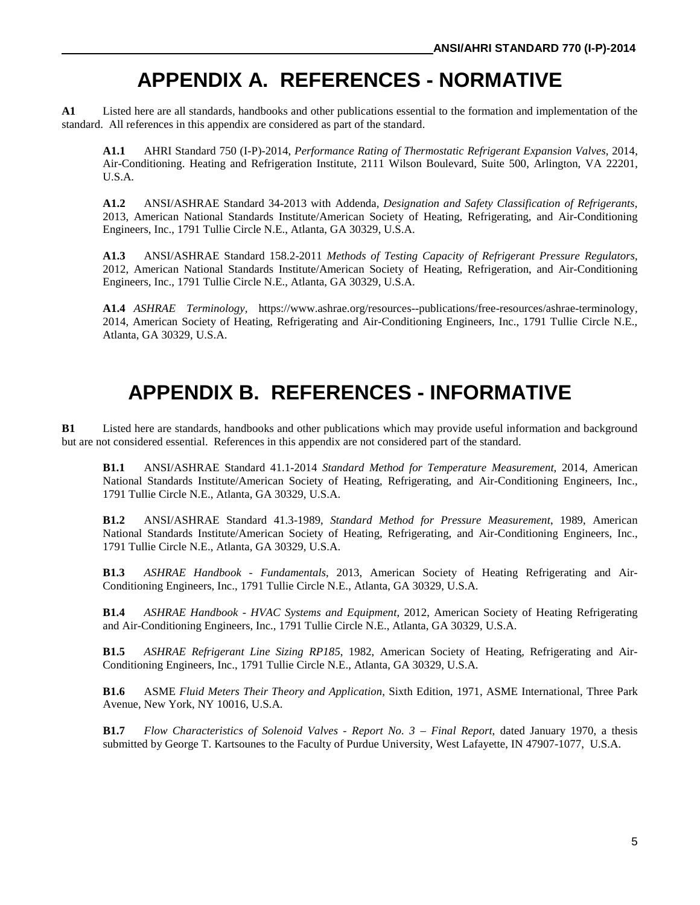# APPENDIX A. REFERENCES - NORMATIVE

**A1** Listed here are all standards, handbooks and other publications essential to the formation and implementation of the standard. All references in this appendix are considered as part of the standard.

**A1.1** AHRI Standard 750 (I-P)-2014, *Performance Rating of Thermostatic Refrigerant Expansion Valves*, 2014, Air-Conditioning. Heating and Refrigeration Institute, 2111 Wilson Boulevard, Suite 500, Arlington, VA 22201, U.S.A.

**A1.2** ANSI/ASHRAE Standard 34-2013 with Addenda, *Designation and Safety Classification of Refrigerants*, 2013, American National Standards Institute/American Society of Heating, Refrigerating, and Air-Conditioning Engineers, Inc., 1791 Tullie Circle N.E., Atlanta, GA 30329, U.S.A.

**A1.3** ANSI/ASHRAE Standard 158.2-2011 *Methods of Testing Capacity of Refrigerant Pressure Regulators*, 2012, American National Standards Institute/American Society of Heating, Refrigeration, and Air-Conditioning Engineers, Inc., 1791 Tullie Circle N.E., Atlanta, GA 30329, U.S.A.

**A1.4** *ASHRAE Terminology,* https://www.ashrae.org/resources--publications/free-resources/ashrae-terminology, 2014, American Society of Heating, Refrigerating and Air-Conditioning Engineers, Inc., 1791 Tullie Circle N.E., Atlanta, GA 30329, U.S.A.

# APPENDIX B. REFERENCES - INFORMATIVE

**B1** Listed here are standards, handbooks and other publications which may provide useful information and background but are not considered essential. References in this appendix are not considered part of the standard.

**B1.1** ANSI/ASHRAE Standard 41.1-2014 *Standard Method for Temperature Measurement*, 2014, American National Standards Institute/American Society of Heating, Refrigerating, and Air-Conditioning Engineers, Inc., 1791 Tullie Circle N.E., Atlanta, GA 30329, U.S.A.

**B1.2** ANSI/ASHRAE Standard 41.3-1989, *Standard Method for Pressure Measurement*, 1989, American National Standards Institute/American Society of Heating, Refrigerating, and Air-Conditioning Engineers, Inc., 1791 Tullie Circle N.E., Atlanta, GA 30329, U.S.A.

**B1.3** *ASHRAE Handbook - Fundamentals*, 2013, American Society of Heating Refrigerating and Air-Conditioning Engineers, Inc., 1791 Tullie Circle N.E., Atlanta, GA 30329, U.S.A.

**B1.4** *ASHRAE Handbook - HVAC Systems and Equipment*, 2012, American Society of Heating Refrigerating and Air-Conditioning Engineers, Inc., 1791 Tullie Circle N.E., Atlanta, GA 30329, U.S.A.

**B1.5** *ASHRAE Refrigerant Line Sizing RP185*, 1982, American Society of Heating, Refrigerating and Air-Conditioning Engineers, Inc., 1791 Tullie Circle N.E., Atlanta, GA 30329, U.S.A.

**B1.6** ASME *Fluid Meters Their Theory and Application*, Sixth Edition, 1971, ASME International, Three Park Avenue, New York, NY 10016, U.S.A.

**B1.7** *Flow Characteristics of Solenoid Valves - Report No. 3 – Final Report*, dated January 1970, a thesis submitted by George T. Kartsounes to the Faculty of Purdue University, West Lafayette, IN 47907-1077, U.S.A.